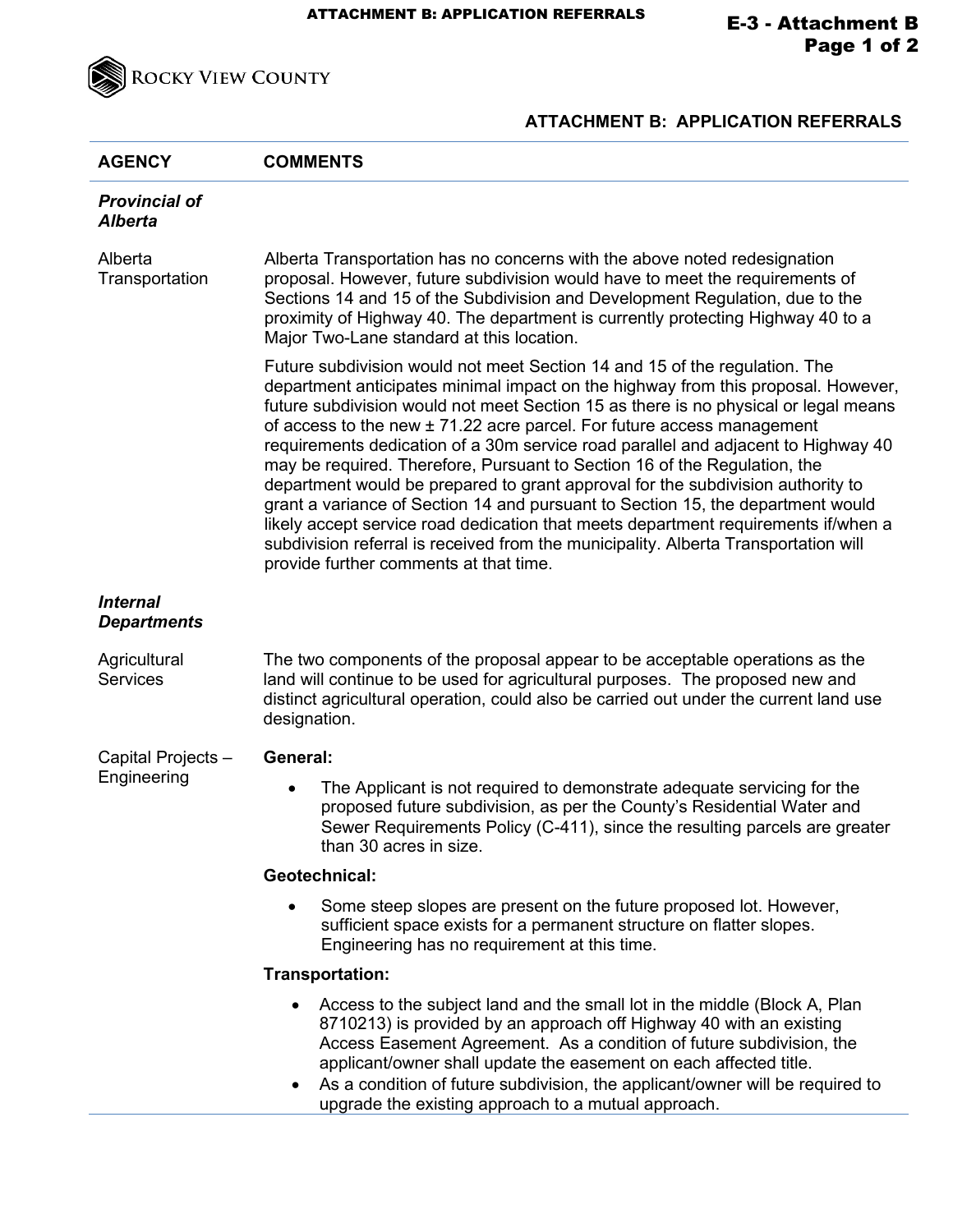ROCKY VIEW COUNTY

## ATTACHMENT B: APPLICATION REFERRALS

| AGENCY | COMMENTS |
|---|---|
| ***Provincial of Alberta*** | |
| Alberta Transportation | Alberta Transportation has no concerns with the above noted redesignation proposal. However, future subdivision would have to meet the requirements of Sections 14 and 15 of the Subdivision and Development Regulation, due to the proximity of Highway 40. The department is currently protecting Highway 40 to a Major Two-Lane standard at this location.<br><br>Future subdivision would not meet Section 14 and 15 of the regulation. The department anticipates minimal impact on the highway from this proposal. However, future subdivision would not meet Section 15 as there is no physical or legal means of access to the new ± 71.22 acre parcel. For future access management requirements dedication of a 30m service road parallel and adjacent to Highway 40 may be required. Therefore, Pursuant to Section 16 of the Regulation, the department would be prepared to grant approval for the subdivision authority to grant a variance of Section 14 and pursuant to Section 15, the department would likely accept service road dedication that meets department requirements if/when a subdivision referral is received from the municipality. Alberta Transportation will provide further comments at that time. |
| ***Internal Departments*** | |
| Agricultural Services | The two components of the proposal appear to be acceptable operations as the land will continue to be used for agricultural purposes. The proposed new and distinct agricultural operation, could also be carried out under the current land use designation. |
| Capital Projects – Engineering | **General:**<br>• The Applicant is not required to demonstrate adequate servicing for the proposed future subdivision, as per the County's Residential Water and Sewer Requirements Policy (C-411), since the resulting parcels are greater than 30 acres in size.<br><br>**Geotechnical:**<br>• Some steep slopes are present on the future proposed lot. However, sufficient space exists for a permanent structure on flatter slopes. Engineering has no requirement at this time.<br><br>**Transportation:**<br>• Access to the subject land and the small lot in the middle (Block A, Plan 8710213) is provided by an approach off Highway 40 with an existing Access Easement Agreement. As a condition of future subdivision, the applicant/owner shall update the easement on each affected title.<br>• As a condition of future subdivision, the applicant/owner will be required to upgrade the existing approach to a mutual approach. |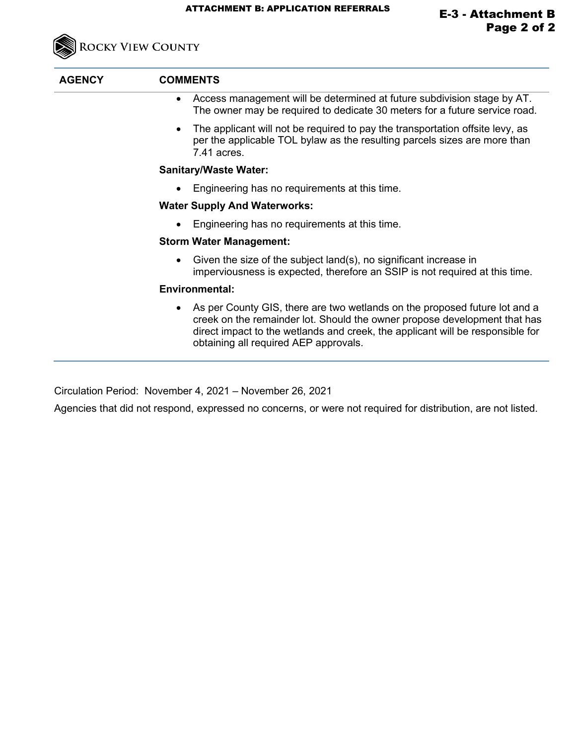| AGENCY | COMMENTS |
|---|---|
| | • Access management will be determined at future subdivision stage by AT. The owner may be required to dedicate 30 meters for a future service road.<br>• The applicant will not be required to pay the transportation offsite levy, as per the applicable TOL bylaw as the resulting parcels sizes are more than 7.41 acres.<br>**Sanitary/Waste Water:**<br>• Engineering has no requirements at this time.<br>**Water Supply And Waterworks:**<br>• Engineering has no requirements at this time.<br>**Storm Water Management:**<br>• Given the size of the subject land(s), no significant increase in imperviousness is expected, therefore an SSIP is not required at this time.<br>**Environmental:**<br>• As per County GIS, there are two wetlands on the proposed future lot and a creek on the remainder lot. Should the owner propose development that has direct impact to the wetlands and creek, the applicant will be responsible for obtaining all required AEP approvals. |

Circulation Period: November 4, 2021 – November 26, 2021

Agencies that did not respond, expressed no concerns, or were not required for distribution, are not listed.